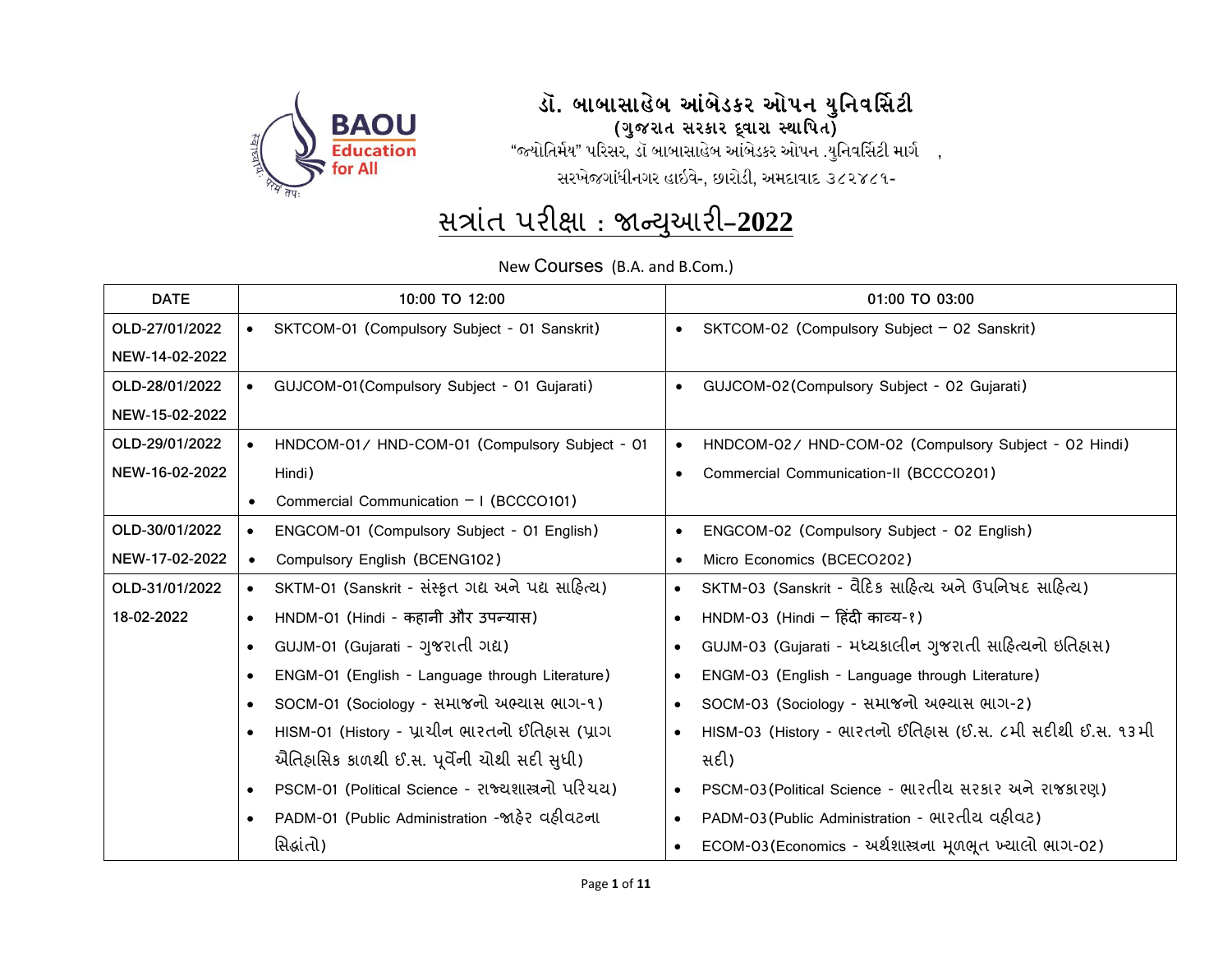# ડૉ. બાબાસાહેબ આંબેડકર ઓપન યુનિવર્સિટી

**(ગુજરાત સરકાર દ્વારા સ્થાપિત)**

"જ્યોતિર્મય" પરિસર, ડૉ બાબાસાહેબ આંબેડકર ઓપન .યુનિવર્સિટી માર્ગ ,

સરખેજગાંધીનગર હાઈવે-, છારોડી, અમદાવાદ ૩૮૨૪૮૧-

## સત્રાંત પરીક્ષા : જાન્યુઆરી–2022

New Courses (B.A. and B.Com.)

| DATE | 10:00 TO 12:00 | 01:00 TO 03:00 |
|---|---|---|
| OLD-27/01/2022<br>NEW-14-02-2022 | • SKTCOM-01 (Compulsory Subject - 01 Sanskrit) | • SKTCOM-02 (Compulsory Subject – 02 Sanskrit) |
| OLD-28/01/2022<br>NEW-15-02-2022 | • GUJCOM-01(Compulsory Subject - 01 Gujarati) | • GUJCOM-02(Compulsory Subject - 02 Gujarati) |
| OLD-29/01/2022<br>NEW-16-02-2022 | • HNDCOM-01/ HND-COM-01 (Compulsory Subject - 01 Hindi)<br>• Commercial Communication – I (BCCCO101) | • HNDCOM-02/ HND-COM-02 (Compulsory Subject - 02 Hindi)<br>• Commercial Communication-II (BCCCO201) |
| OLD-30/01/2022<br>NEW-17-02-2022 | • ENGCOM-01 (Compulsory Subject - 01 English)<br>• Compulsory English (BCENG102) | • ENGCOM-02 (Compulsory Subject - 02 English)<br>• Micro Economics (BCECO202) |
| OLD-31/01/2022<br>18-02-2022 | • SKTM-01 (Sanskrit - संस्कृत ગદ્ય અને પદ્ય સાહિત્ય)<br>• HNDM-01 (Hindi - कहानी और उपन्यास)<br>• GUJM-01 (Gujarati - ગુજરાતી ગદ્ય)<br>• ENGM-01 (English - Language through Literature)<br>• SOCM-01 (Sociology - સમાજનો અભ્યાસ ભાગ-૧)<br>• HISM-01 (History - પ્રાચીન ભારતનો ઈતિહાસ (પ્રાગ ઐતિહાસિક કાળથી ઈ.સ. પૂર્વેની ચોથી સદી સુધી)<br>• PSCM-01 (Political Science - રાજ્યશાસ્ત્રનો પરિચય)<br>• PADM-01 (Public Administration -જાહેર વહીવટના સિદ્ધાંતો) | • SKTM-03 (Sanskrit - वैदिक સાહિત્ય અને ઉપનિષદ સાહિત્ય)<br>• HNDM-03 (Hindi – हिंदी काव्य-१)<br>• GUJM-03 (Gujarati - મધ્યકાલીન ગુજરાતી સાહિત્યનો ઇતિહાસ)<br>• ENGM-03 (English - Language through Literature)<br>• SOCM-03 (Sociology - સમાજનો અભ્યાસ ભાગ-2)<br>• HISM-03 (History - ભારતનો ઇતિહાસ (ઈ.સ. ૮મી સદીથી ઈ.સ. ૧૩મી સદી)<br>• PSCM-03(Political Science - ભારતીય સરકાર અને રાજકારણ)<br>• PADM-03(Public Administration - ભારતીય વહીવટ)<br>• ECOM-03(Economics - અર્થશાસ્ત્રના મૂળભૂત ખ્યાલો ભાગ-02) |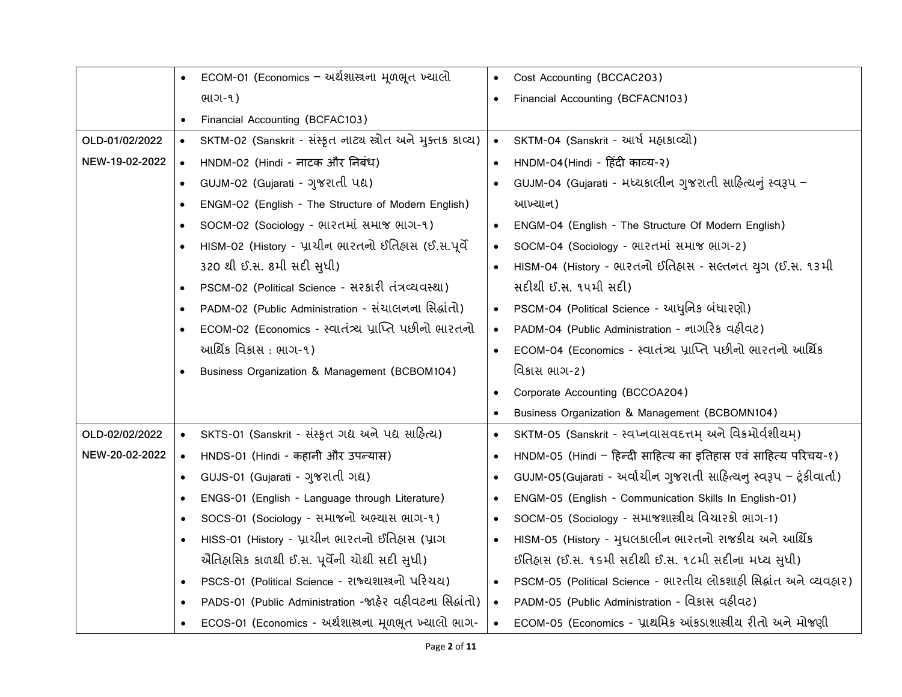| | | |
|---|---|---|
| | • ECOM-01 (Economics – અર્થશાસ્ત્રના મૂળભૂત ખ્યાલો ભાગ-૧)<br>• Financial Accounting (BCFAC103) | • Cost Accounting (BCCAC203)<br>• Financial Accounting (BCFACN103) |
| OLD-01/02/2022<br>NEW-19-02-2022 | • SKTM-02 (Sanskrit - સંસ્કૃત નાટ્ય સ્ત્રોત અને મુક્તક કાવ્ય)<br>• HNDM-02 (Hindi - नाटक और निबंध)<br>• GUJM-02 (Gujarati - ગુજરાતી પદ્ય)<br>• ENGM-02 (English - The Structure of Modern English)<br>• SOCM-02 (Sociology - ભારતમાં સમાજ ભાગ-૧)<br>• HISM-02 (History - પ્રાચીન ભારતનો ઈતિહાસ (ઈ.સ.પૂર્વે 320 થી ઈ.સ. 8મી સદી સુધી)<br>• PSCM-02 (Political Science - સરકારી તંત્રવ્યવસ્થા)<br>• PADM-02 (Public Administration - સંચાલનના સિદ્ધાંતો)<br>• ECOM-02 (Economics - સ્વાતંત્ર્ય પ્રાપ્તિ પછીનો ભારતનો આર્થિક વિકાસ : ભાગ-૧)<br>• Business Organization & Management (BCBOM104) | • SKTM-04 (Sanskrit - આર્ષ મહાકાવ્યો)<br>• HNDM-04(Hindi - हिंदी काव्य-२)<br>• GUJM-04 (Gujarati - મધ્યકાલીન ગુજરાતી સાહિત્યનું સ્વરૂપ – આખ્યાન)<br>• ENGM-04 (English - The Structure Of Modern English)<br>• SOCM-04 (Sociology - ભારતમાં સમાજ ભાગ-2)<br>• HISM-04 (History - ભારતનો ઈતિહાસ - સલ્તનત યુગ (ઈ.સ. ૧૩મી સદીથી ઈ.સ. ૧૫મી સદી)<br>• PSCM-04 (Political Science - આધુનિક બંધારણો)<br>• PADM-04 (Public Administration - નાગરિક વહીવટ)<br>• ECOM-04 (Economics - સ્વાતંત્ર્ય પ્રાપ્તિ પછીનો ભારતનો આર્થિક વિકાસ ભાગ-2)<br>• Corporate Accounting (BCCOA204)<br>• Business Organization & Management (BCBOMN104) |
| OLD-02/02/2022<br>NEW-20-02-2022 | • SKTS-01 (Sanskrit - સંસ્કૃત ગદ્ય અને પદ્ય સાહિત્ય)<br>• HNDS-01 (Hindi - कहानी और उपन्यास)<br>• GUJS-01 (Gujarati - ગુજરાતી ગદ્ય)<br>• ENGS-01 (English - Language through Literature)<br>• SOCS-01 (Sociology - સમાજનો અભ્યાસ ભાગ-૧)<br>• HISS-01 (History - પ્રાચીન ભારતનો ઈતિહાસ (પ્રાગ ઐતિહાસિક કાળથી ઈ.સ. પૂર્વેની ચોથી સદી સુધી)<br>• PSCS-01 (Political Science - રાજ્યશાસ્ત્રનો પરિચય)<br>• PADS-01 (Public Administration -જાહેર વહીવટના સિદ્ધાંતો)<br>• ECOS-01 (Economics - અર્થશાસ્ત્રના મૂળભૂત ખ્યાલો ભાગ- | • SKTM-05 (Sanskrit - સ્વપ્નવાસવદત્તમ્ અને વિક્રમોર્વશીયમ્)<br>• HNDM-05 (Hindi – हिन्दी साहित्य का इतिहास एवं साहित्य परिचय-१)<br>• GUJM-05(Gujarati - અર્વાચીન ગુજરાતી સાહિત્યનુ સ્વરૂપ – ટૂંકીવાર્તા)<br>• ENGM-05 (English - Communication Skills In English-01)<br>• SOCM-05 (Sociology - સમાજશાસ્ત્રીય વિચારકો ભાગ-1)<br>• HISM-05 (History - મુઘલકાલીન ભારતનો રાજકીય અને આર્થિક ઈતિહાસ (ઈ.સ. ૧૬મી સદીથી ઈ.સ. ૧૮મી સદીના મધ્ય સુધી)<br>• PSCM-05 (Political Science - ભારતીય લોકશાહી સિદ્ધાંત અને વ્યવહાર)<br>• PADM-05 (Public Administration - વિકાસ વહીવટ)<br>• ECOM-05 (Economics - પ્રાથમિક આંકડાશાસ્ત્રીય રીતો અને મોજણી |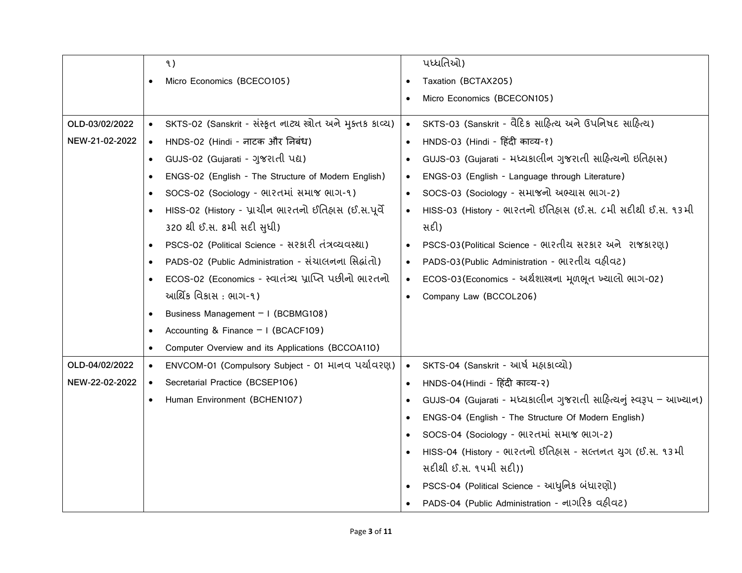| | | |
|---|---|---|
| | ૧)<br>• Micro Economics (BCECO105) | પધ્ધતિઓ)<br>• Taxation (BCTAX205)<br>• Micro Economics (BCECON105) |
| OLD-03/02/2022<br>NEW-21-02-2022 | • SKTS-02 (Sanskrit - સંસ્કૃત નાટ્ય સ્ત્રોત અને મુક્તક કાવ્ય)<br>• HNDS-02 (Hindi - नाटक और निबंध)<br>• GUJS-02 (Gujarati - ગુજરાતી પદ્ય)<br>• ENGS-02 (English - The Structure of Modern English)<br>• SOCS-02 (Sociology - ભારતમાં સમાજ ભાગ-૧)<br>• HISS-02 (History - પ્રાચીન ભારતનો ઈતિહાસ (ઈ.સ.પૂર્વે 320 થી ઈ.સ. 8મી સદી સુધી)<br>• PSCS-02 (Political Science - સરકારી તંત્રવ્યવસ્થા)<br>• PADS-02 (Public Administration - સંચાલનના સિદ્ધાંતો)<br>• ECOS-02 (Economics - સ્વાતંત્ર્ય પ્રાપ્તિ પછીનો ભારતનો આર્થિક વિકાસ : ભાગ-૧)<br>• Business Management – I (BCBMG108)<br>• Accounting & Finance – I (BCACF109)<br>• Computer Overview and its Applications (BCCOA110) | • SKTS-03 (Sanskrit - વૈદિક સાહિત્ય અને ઉપનિષદ સાહિત્ય)<br>• HNDS-03 (Hindi - हिंदी काव्य-१)<br>• GUJS-03 (Gujarati - મધ્યકાલીન ગુજરાતી સાહિત્યનો ઇતિહાસ)<br>• ENGS-03 (English - Language through Literature)<br>• SOCS-03 (Sociology - સમાજનો અભ્યાસ ભાગ-2)<br>• HISS-03 (History - ભારતનો ઈતિહાસ (ઈ.સ. ૮મી સદીથી ઈ.સ. ૧૩મી સદી)<br>• PSCS-03(Political Science - ભારતીય સરકાર અને રાજકારણ)<br>• PADS-03(Public Administration - ભારતીય વહીવટ)<br>• ECOS-03(Economics - અર્થશાસ્ત્રના મૂળભૂત ખ્યાલો ભાગ-02)<br>• Company Law (BCCOL206) |
| OLD-04/02/2022<br>NEW-22-02-2022 | • ENVCOM-01 (Compulsory Subject - 01 માનવ પર્યાવરણ)<br>• Secretarial Practice (BCSEP106)<br>• Human Environment (BCHEN107) | • SKTS-04 (Sanskrit - આર્ષ મહાકાવ્યો)<br>• HNDS-04(Hindi - हिंदी काव्य-२)<br>• GUJS-04 (Gujarati - મધ્યકાલીન ગુજરાતી સાહિત્યનું સ્વરૂપ – આખ્યાન)<br>• ENGS-04 (English - The Structure Of Modern English)<br>• SOCS-04 (Sociology - ભારતમાં સમાજ ભાગ-2)<br>• HISS-04 (History - ભારતનો ઈતિહાસ - સલ્તનત યુગ (ઈ.સ. ૧૩મી સદીથી ઈ.સ. ૧૫મી સદી))<br>• PSCS-04 (Political Science - આધુનિક બંધારણો)<br>• PADS-04 (Public Administration - નાગરિક વહીવટ) |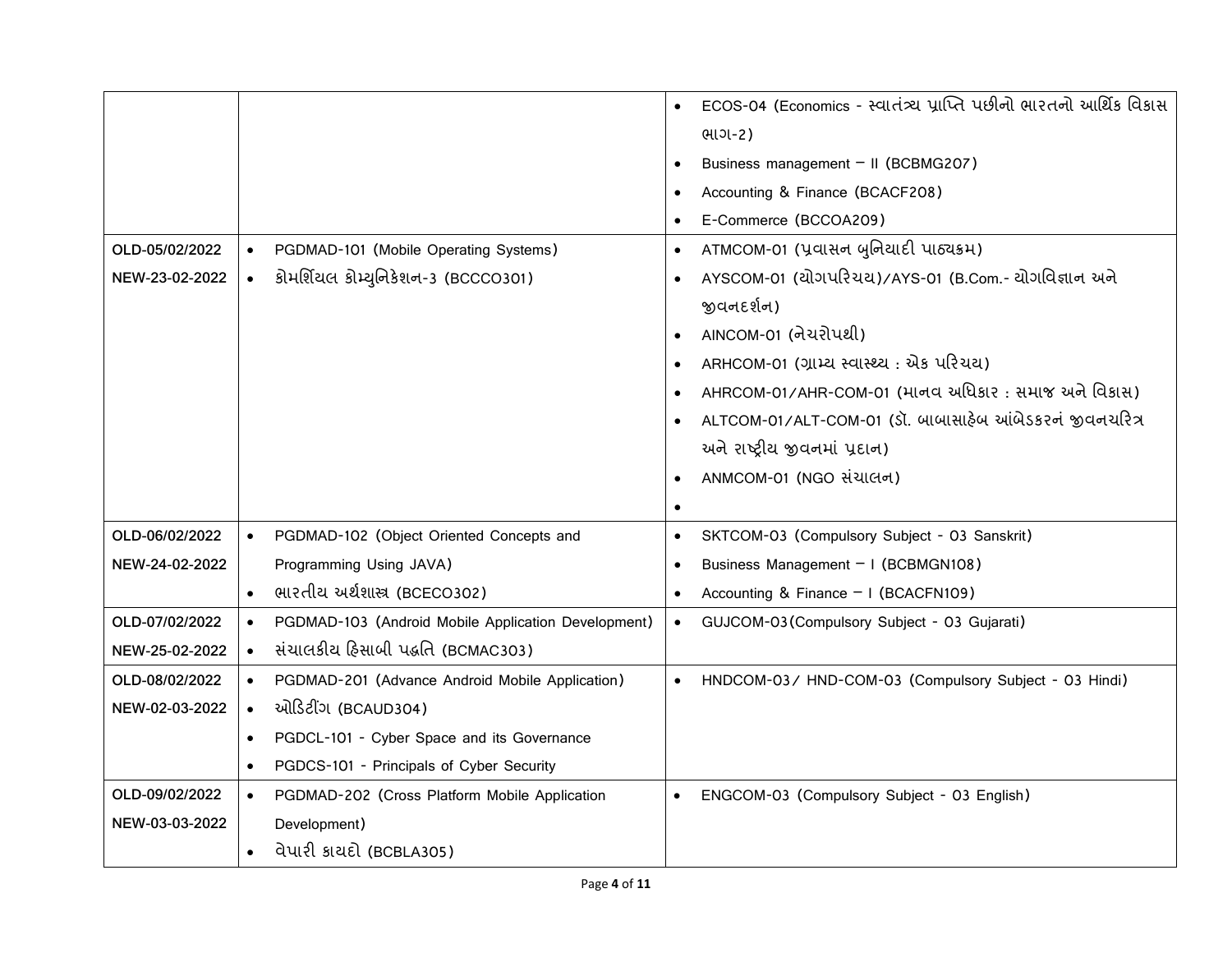| | | |
|---|---|---|
| | | • ECOS-04 (Economics - સ્વાતંત્ર્ય પ્રાપ્તિ પછીનો ભારતનો આર્થિક વિકાસ ભાગ-2)<br>• Business management – II (BCBMG207)<br>• Accounting & Finance (BCACF208)<br>• E-Commerce (BCCOA209) |
| OLD-05/02/2022<br>NEW-23-02-2022 | • PGDMAD-101 (Mobile Operating Systems)<br>• કોમર્શિયલ કોમ્યુનિકેશન-3 (BCCCO301) | • ATMCOM-01 (પ્રવાસન બુનિયાદી પાઠ્યક્રમ)<br>• AYSCOM-01 (યોગપરિચય)/AYS-01 (B.Com.- યોગવિજ્ઞાન અને જીવનદર્શન)<br>• AINCOM-01 (નેચરોપથી)<br>• ARHCOM-01 (ગ્રામ્ય સ્વાસ્થ્ય : એક પરિચય)<br>• AHRCOM-01/AHR-COM-01 (માનવ અધિકાર : સમાજ અને વિકાસ)<br>• ALTCOM-01/ALT-COM-01 (ડૉ. બાબાસાહેબ આંબેડકરનં જીવનચરિત્ર અને રાષ્ટ્રીય જીવનમાં પ્રદાન)<br>• ANMCOM-01 (NGO સંચાલન)<br>• |
| OLD-06/02/2022<br>NEW-24-02-2022 | • PGDMAD-102 (Object Oriented Concepts and Programming Using JAVA)<br>• ભારતીય અર્થશાસ્ત્ર (BCECO302) | • SKTCOM-03 (Compulsory Subject - 03 Sanskrit)<br>• Business Management – I (BCBMGN108)<br>• Accounting & Finance – I (BCACFN109) |
| OLD-07/02/2022<br>NEW-25-02-2022 | • PGDMAD-103 (Android Mobile Application Development)<br>• સંચાલકીય હિસાબી પદ્ધતિ (BCMAC303) | • GUJCOM-03(Compulsory Subject - 03 Gujarati) |
| OLD-08/02/2022<br>NEW-02-03-2022 | • PGDMAD-201 (Advance Android Mobile Application)<br>• ઓડિટીંગ (BCAUD304)<br>• PGDCL-101 - Cyber Space and its Governance<br>• PGDCS-101 - Principals of Cyber Security | • HNDCOM-03/ HND-COM-03 (Compulsory Subject - 03 Hindi) |
| OLD-09/02/2022<br>NEW-03-03-2022 | • PGDMAD-202 (Cross Platform Mobile Application Development)<br>• વેપારી કાયદો (BCBLA305) | • ENGCOM-03 (Compulsory Subject - 03 English) |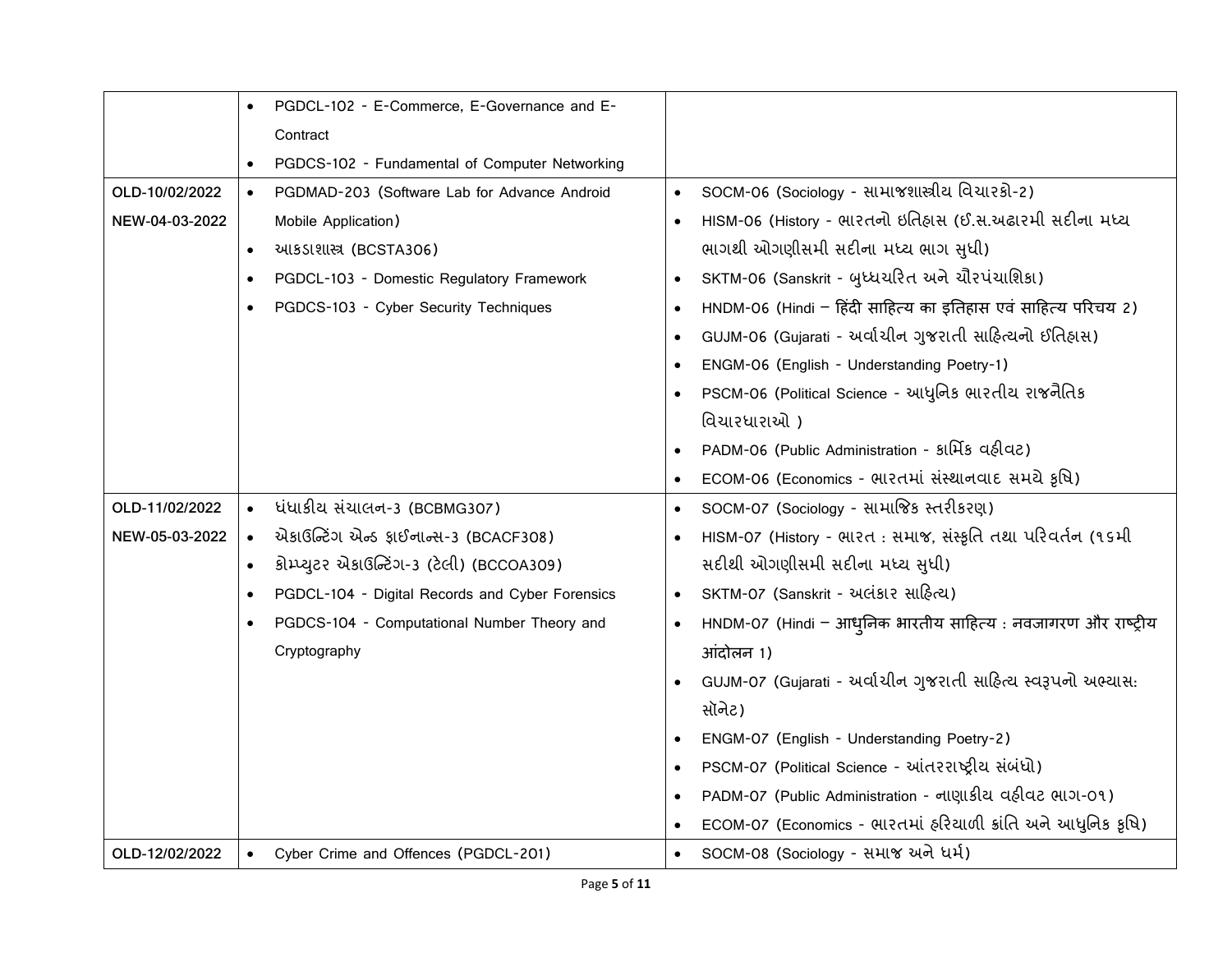| | | |
|---|---|---|
| | • PGDCL-102 - E-Commerce, E-Governance and E-Contract<br>• PGDCS-102 - Fundamental of Computer Networking | |
| OLD-10/02/2022<br>NEW-04-03-2022 | • PGDMAD-203 (Software Lab for Advance Android Mobile Application)<br>• આકડાશાસ્ત્ર (BCSTA306)<br>• PGDCL-103 - Domestic Regulatory Framework<br>• PGDCS-103 - Cyber Security Techniques | • SOCM-06 (Sociology - સામાજશાસ્ત્રીય વિચારકો-2)<br>• HISM-06 (History - ભારતનો ઇતિહાસ (ઈ.સ.અઢારમી સદીના મધ્ય ભાગથી ઓગણીસમી સદીના મધ્ય ભાગ સુધી)<br>• SKTM-06 (Sanskrit - બુધ્ધચરિત અને ચૌરપંચાશિકા)<br>• HNDM-06 (Hindi – हिंदी साहित्य का इतिहास एवं साहित्य परिचय 2)<br>• GUJM-06 (Gujarati - અર્વાચીન ગુજરાતી સાહિત્યનો ઈતિહાસ)<br>• ENGM-06 (English - Understanding Poetry-1)<br>• PSCM-06 (Political Science - આધુનિક ભારતીય રાજનૈતિક વિચારધારાઓ )<br>• PADM-06 (Public Administration - કાર્મિક વહીવટ)<br>• ECOM-06 (Economics - ભારતમાં સંસ્થાનવાદ સમયે કૃષિ) |
| OLD-11/02/2022<br>NEW-05-03-2022 | • ધંધાકીય સંચાલન-3 (BCBMG307)<br>• એકાઉન્ટિંગ એન્ડ ફાઈનાન્સ-3 (BCACF308)<br>• કોમ્પ્યુટર એકાઉન્ટિંગ-3 (ટેલી) (BCCOA309)<br>• PGDCL-104 - Digital Records and Cyber Forensics<br>• PGDCS-104 - Computational Number Theory and Cryptography | • SOCM-07 (Sociology - સામાજિક સ્તરીકરણ)<br>• HISM-07 (History - ભારત : સમાજ, સંસ્કૃતિ તથા પરિવર્તન (૧૬મી સદીથી ઓગણીસમી સદીના મધ્ય સુધી)<br>• SKTM-07 (Sanskrit - અલંકાર સાહિત્ય)<br>• HNDM-07 (Hindi – आधुनिक भारतीय साहित्य : नवजागरण और राष्ट्रीय आंदोलन 1)<br>• GUJM-07 (Gujarati - અર્વાચીન ગુજરાતી સાહિત્ય સ્વરૂપનો અભ્યાસ: સૉનેટ)<br>• ENGM-07 (English - Understanding Poetry-2)<br>• PSCM-07 (Political Science - આંતરરાષ્ટ્રીય સંબંધો)<br>• PADM-07 (Public Administration - નાણાકીય વહીવટ ભાગ-૦૧)<br>• ECOM-07 (Economics - ભારતમાં હરિયાળી ક્રાંતિ અને આધુનિક કૃષિ) |
| OLD-12/02/2022 | • Cyber Crime and Offences (PGDCL-201) | • SOCM-08 (Sociology - સમાજ અને ધર્મ) |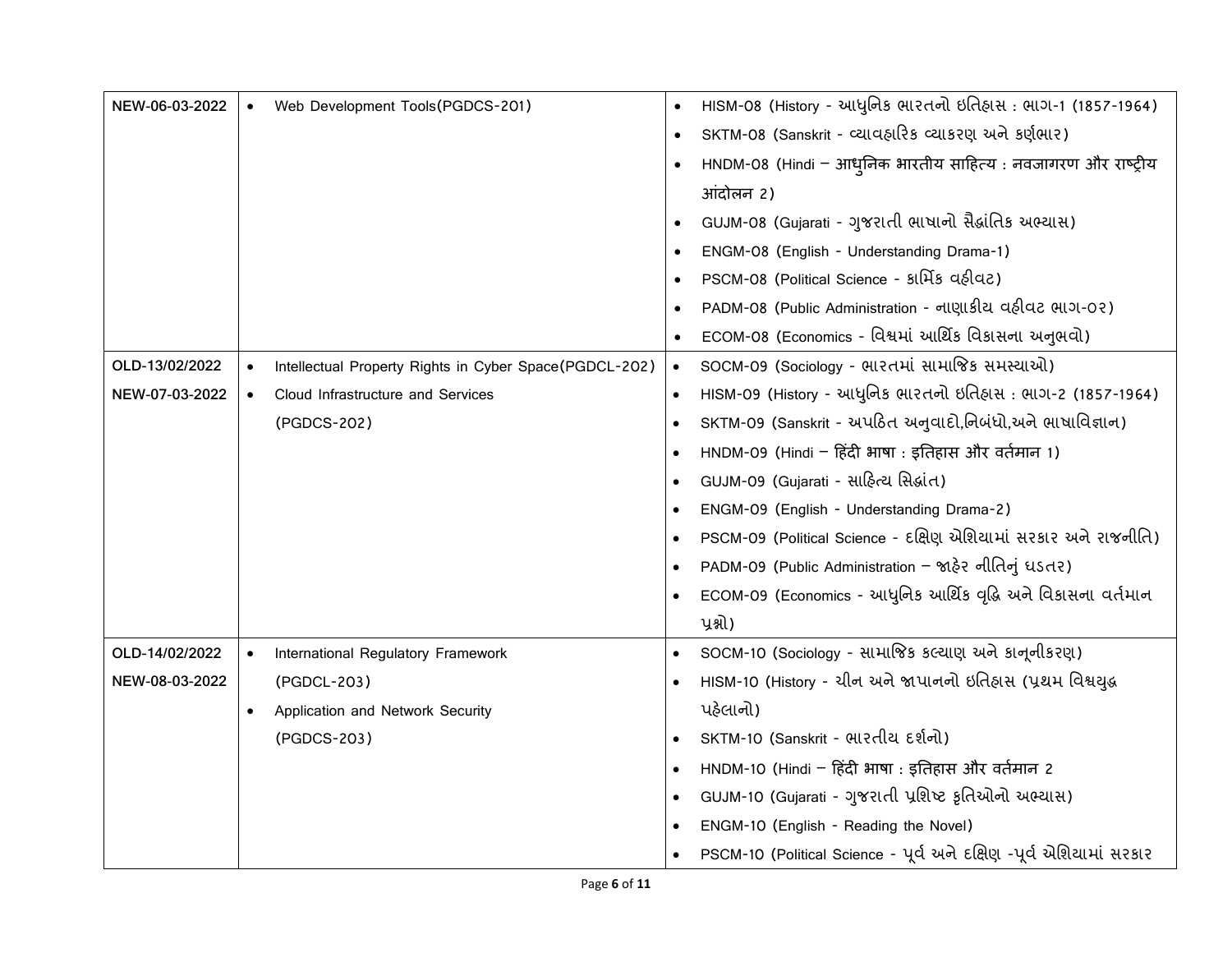| | | |
|---|---|---|
| NEW-06-03-2022 | • Web Development Tools(PGDCS-201) | • HISM-08 (History - આધુનિક ભારતનો ઇતિહાસ : ભાગ-1 (1857-1964)<br>• SKTM-08 (Sanskrit - વ્યાવહારિક વ્યાકરણ અને કર્ણભાર)<br>• HNDM-08 (Hindi – आधुनिक भारतीय साहित्य : नवजागरण और राष्ट्रीय आंदोलन 2)<br>• GUJM-08 (Gujarati - ગુજરાતી ભાષાનો સૈદ્ધાંતિક અભ્યાસ)<br>• ENGM-08 (English - Understanding Drama-1)<br>• PSCM-08 (Political Science - કાર્મિક વહીવટ)<br>• PADM-08 (Public Administration - નાણાકીય વહીવટ ભાગ-0૨)<br>• ECOM-08 (Economics - વિશ્વમાં આર્થિક વિકાસના અનુભવો) |
| OLD-13/02/2022<br>NEW-07-03-2022 | • Intellectual Property Rights in Cyber Space(PGDCL-202)<br>• Cloud Infrastructure and Services (PGDCS-202) | • SOCM-09 (Sociology - ભારતમાં સામાજિક સમસ્યાઓ)<br>• HISM-09 (History - આધુનિક ભારતનો ઇતિહાસ : ભાગ-2 (1857-1964)<br>• SKTM-09 (Sanskrit - અપઠિત અનુવાદો,નિબંધો,અને ભાષાવિજ્ઞાન)<br>• HNDM-09 (Hindi – हिंदी भाषा : इतिहास और वर्तमान 1)<br>• GUJM-09 (Gujarati - સાહિત્ય સિદ્ધાંત)<br>• ENGM-09 (English - Understanding Drama-2)<br>• PSCM-09 (Political Science - દક્ષિણ એશિયામાં સરકાર અને રાજનીતિ)<br>• PADM-09 (Public Administration – જાહેર નીતિનું ઘડતર)<br>• ECOM-09 (Economics - આધુનિક આર્થિક વૃદ્ધિ અને વિકાસના વર્તમાન પ્રશ્નો) |
| OLD-14/02/2022<br>NEW-08-03-2022 | • International Regulatory Framework (PGDCL-203)<br>• Application and Network Security (PGDCS-203) | • SOCM-10 (Sociology - સામાજિક કલ્યાણ અને કાનૂનીકરણ)<br>• HISM-10 (History - ચીન અને જાપાનનો ઇતિહાસ (પ્રથમ વિશ્વયુદ્ધ પહેલાનો)<br>• SKTM-10 (Sanskrit - ભારતીય દર્શનો)<br>• HNDM-10 (Hindi – हिंदी भाषा : इतिहास और वर्तमान 2<br>• GUJM-10 (Gujarati - ગુજરાતી પ્રશિષ્ટ કૃતિઓનો અભ્યાસ)<br>• ENGM-10 (English - Reading the Novel)<br>• PSCM-10 (Political Science - પૂર્વ અને દક્ષિણ -પૂર્વ એશિયામાં સરકાર |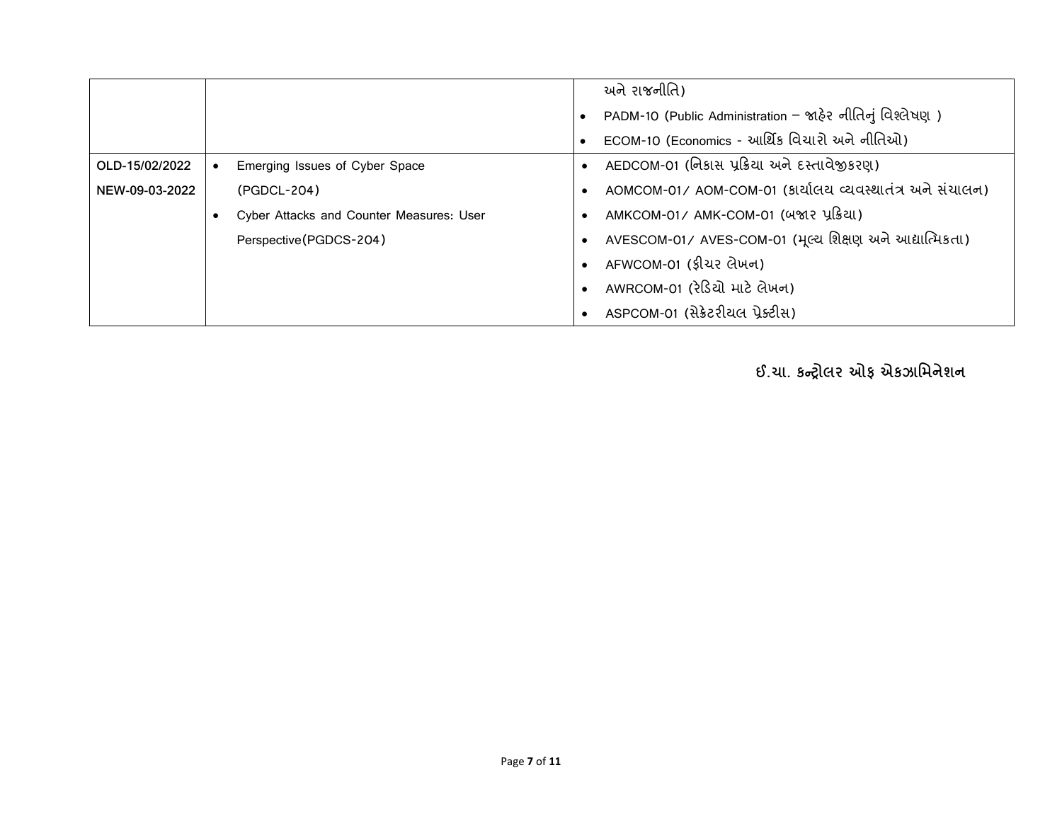| | | |
|---|---|---|
| | | અને રાજનીતિ)<br>• PADM-10 (Public Administration – જાહેર નીતિનું વિશ્લેષણ )<br>• ECOM-10 (Economics - આર્થિક વિચારો અને નીતિઓ) |
| **OLD-15/02/2022**<br>**NEW-09-03-2022** | • Emerging Issues of Cyber Space (PGDCL-204)<br>• Cyber Attacks and Counter Measures: User Perspective(PGDCS-204) | • AEDCOM-01 (નિકાસ પ્રક્રિયા અને દસ્તાવેજીકરણ)<br>• AOMCOM-01/ AOM-COM-01 (કાર્યાલય વ્યવસ્થાતંત્ર અને સંચાલન)<br>• AMKCOM-01/ AMK-COM-01 (બજાર પ્રક્રિયા)<br>• AVESCOM-01/ AVES-COM-01 (મૂલ્ય શિક્ષણ અને આધ્યાત્મિકતા)<br>• AFWCOM-01 (ફીચર લેખન)<br>• AWRCOM-01 (રેડિયો માટે લેખન)<br>• ASPCOM-01 (સેક્રેટરીયલ પ્રેક્ટીસ) |

**ઈ.ચા. કન્ટ્રોલર ઓફ એકઝામિનેશન**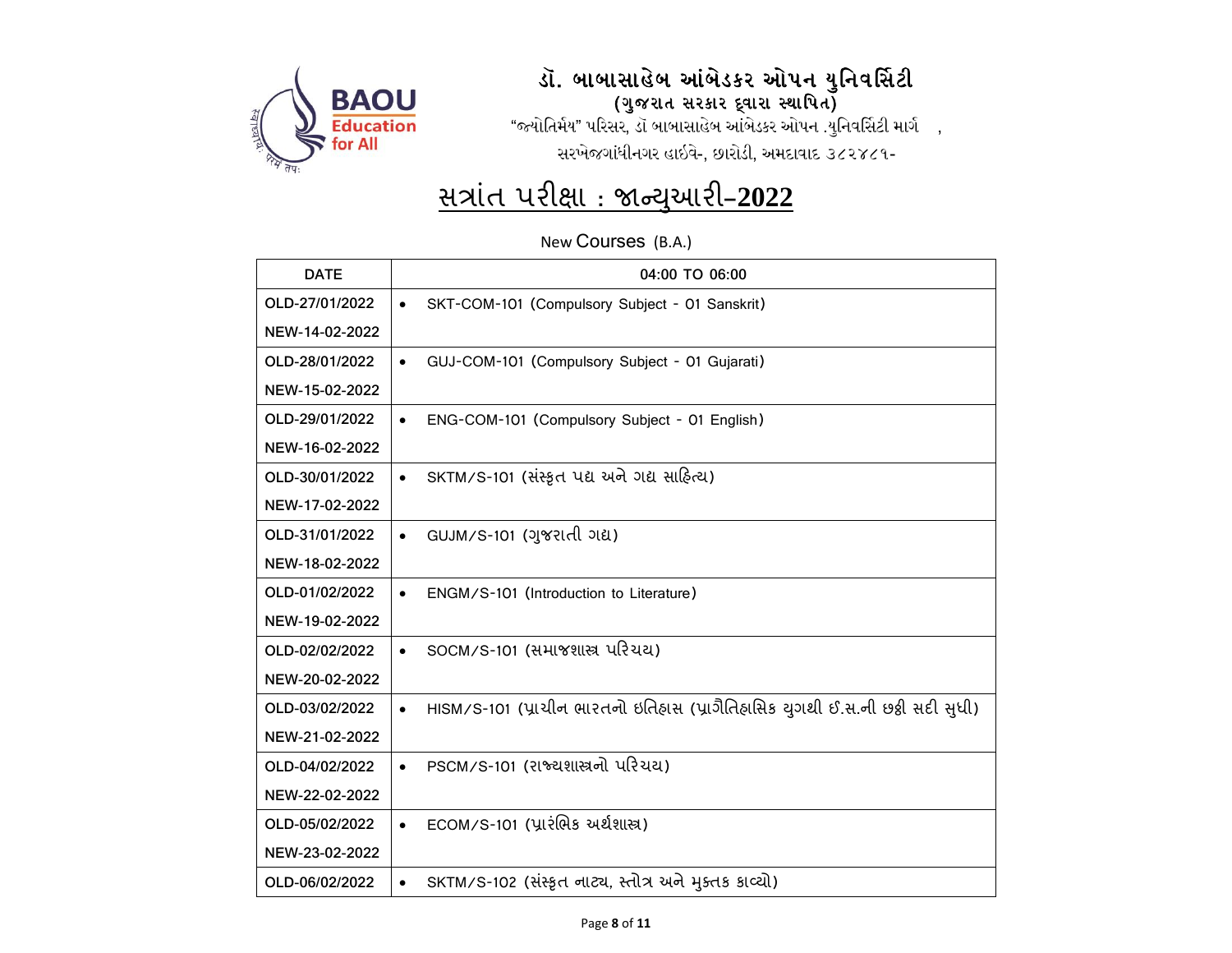BAOU Education for All

# ડૉ. બાબાસાહેબ આંબેડકર ઓપન યુનિવર્સિટી

**(ગુજરાત સરકાર દ્વારા સ્થાપિત)**

"જ્યોતિર્મય" પરિસર, ડૉ બાબાસાહેબ આંબેડકર ઓપન .યુનિવર્સિટી માર્ગ ,

સરખેજગાંધીનગર હાઈવે-, છારોડી, અમદાવાદ ૩૮૨૪૮૧-

## સત્રાંત પરીક્ષા : જાન્યુઆરી–2022

New Courses (B.A.)

| DATE | 04:00 TO 06:00 |
|---|---|
| OLD-27/01/2022<br>NEW-14-02-2022 | • SKT-COM-101 (Compulsory Subject - 01 Sanskrit) |
| OLD-28/01/2022<br>NEW-15-02-2022 | • GUJ-COM-101 (Compulsory Subject - 01 Gujarati) |
| OLD-29/01/2022<br>NEW-16-02-2022 | • ENG-COM-101 (Compulsory Subject - 01 English) |
| OLD-30/01/2022<br>NEW-17-02-2022 | • SKTM/S-101 (સંસ્કૃત પદ્ય અને ગદ્ય સાહિત્ય) |
| OLD-31/01/2022<br>NEW-18-02-2022 | • GUJM/S-101 (ગુજરાતી ગદ્ય) |
| OLD-01/02/2022<br>NEW-19-02-2022 | • ENGM/S-101 (Introduction to Literature) |
| OLD-02/02/2022<br>NEW-20-02-2022 | • SOCM/S-101 (સમાજશાસ્ત્ર પરિચય) |
| OLD-03/02/2022<br>NEW-21-02-2022 | • HISM/S-101 (પ્રાચીન ભારતનો ઇતિહાસ (પ્રાગૈતિહાસિક યુગથી ઈ.સ.ની છઠ્ઠી સદી સુધી) |
| OLD-04/02/2022<br>NEW-22-02-2022 | • PSCM/S-101 (રાજ્યશાસ્ત્રનો પરિચય) |
| OLD-05/02/2022<br>NEW-23-02-2022 | • ECOM/S-101 (પ્રારંભિક અર્થશાસ્ત્ર) |
| OLD-06/02/2022 | • SKTM/S-102 (સંસ્કૃત નાટ્ય, સ્તોત્ર અને મુક્તક કાવ્યો) |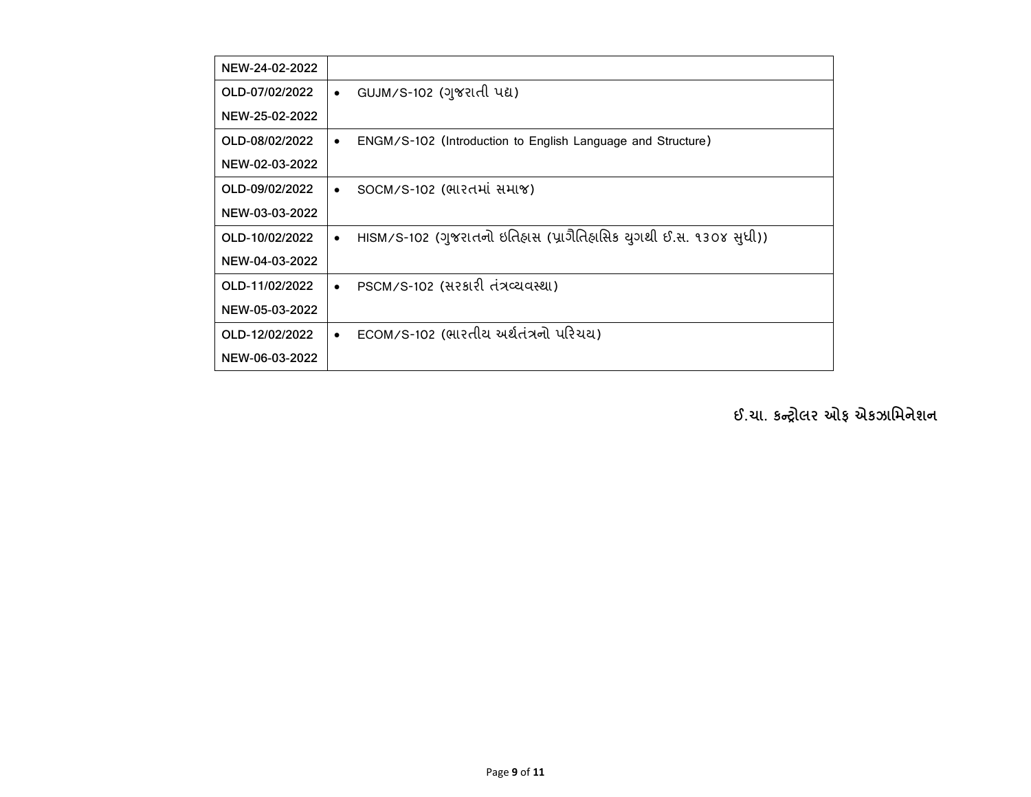| | |
|---|---|
| NEW-24-02-2022 | |
| OLD-07/02/2022<br>NEW-25-02-2022 | • GUJM/S-102 (ગુજરાતી પદ્ય) |
| OLD-08/02/2022<br>NEW-02-03-2022 | • ENGM/S-102 (Introduction to English Language and Structure) |
| OLD-09/02/2022<br>NEW-03-03-2022 | • SOCM/S-102 (ભારતમાં સમાજ) |
| OLD-10/02/2022<br>NEW-04-03-2022 | • HISM/S-102 (ગુજરાતનો ઇતિહાસ (પ્રાગૈતિહાસિક યુગથી ઈ.સ. ૧૩૦૪ સુધી)) |
| OLD-11/02/2022<br>NEW-05-03-2022 | • PSCM/S-102 (સરકારી તંત્રવ્યવસ્થા) |
| OLD-12/02/2022<br>NEW-06-03-2022 | • ECOM/S-102 (ભારતીય અર્થતંત્રનો પરિચય) |

**ઈ.ચા. કન્ટ્રોલર ઓફ એકઝામિનેશન**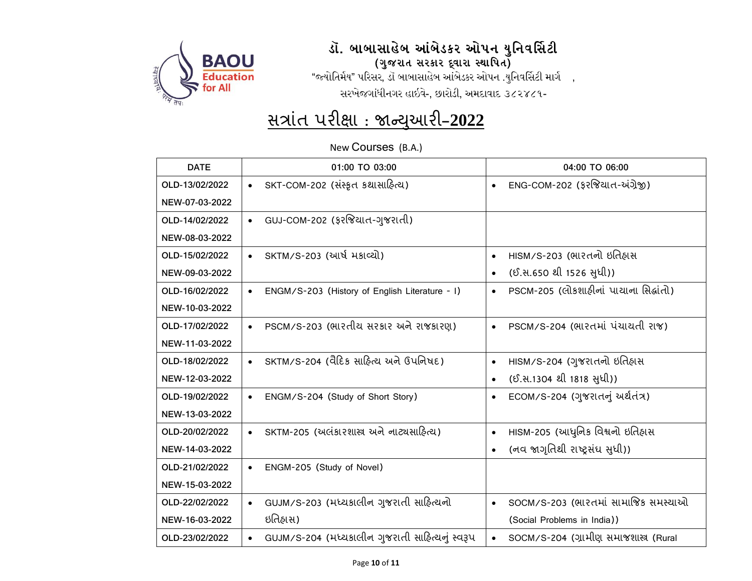# ડૉ. બાબાસાહેબ આંબેડકર ઓપન યુનિવર્સિટી

**(ગુજરાત સરકાર દ્વારા સ્થાપિત)**

"જ્યોતિર્મય" પરિસર, ડૉ બાબાસાહેબ આંબેડકર ઓપન .યુનિવર્સિટી માર્ગ ,

સરખેજગાંધીનગર હાઇવે-, છારોડી, અમદાવાદ ૩૮૨૪૮૧-

## સત્રાંત પરીક્ષા : જાન્યુઆરી–2022

New Courses (B.A.)

| DATE | 01:00 TO 03:00 | 04:00 TO 06:00 |
|---|---|---|
| OLD-13/02/2022<br>NEW-07-03-2022 | • SKT-COM-202 (સંસ્કૃત કથાસાહિત્ય) | • ENG-COM-202 (ફરજિયાત-અંગ્રેજી) |
| OLD-14/02/2022<br>NEW-08-03-2022 | • GUJ-COM-202 (ફરજિયાત-ગુજરાતી) | |
| OLD-15/02/2022<br>NEW-09-03-2022 | • SKTM/S-203 (આર્ષ મકાવ્યો) | • HISM/S-203 (ભારતનો ઇતિહાસ<br>• (ઈ.સ.650 થી 1526 સુધી)) |
| OLD-16/02/2022<br>NEW-10-03-2022 | • ENGM/S-203 (History of English Literature - I) | • PSCM-205 (લોકશાહીનાં પાયાના સિદ્ધાંતો) |
| OLD-17/02/2022<br>NEW-11-03-2022 | • PSCM/S-203 (ભારતીય સરકાર અને રાજકારણ) | • PSCM/S-204 (ભારતમાં પંચાયતી રાજ) |
| OLD-18/02/2022<br>NEW-12-03-2022 | • SKTM/S-204 (વૈદિક સાહિત્ય અને ઉપનિષદ) | • HISM/S-204 (ગુજરાતનો ઇતિહાસ<br>• (ઈ.સ.1304 થી 1818 સુધી)) |
| OLD-19/02/2022<br>NEW-13-03-2022 | • ENGM/S-204 (Study of Short Story) | • ECOM/S-204 (ગુજરાતનું અર્થતંત્ર) |
| OLD-20/02/2022<br>NEW-14-03-2022 | • SKTM-205 (અલંકારશાસ્ત્ર અને નાટ્યસાહિત્ય) | • HISM-205 (આધુનિક વિશ્વનો ઇતિહાસ<br>• (નવ જાગૃતિથી રાષ્ટ્રસંઘ સુધી)) |
| OLD-21/02/2022<br>NEW-15-03-2022 | • ENGM-205 (Study of Novel) | |
| OLD-22/02/2022<br>NEW-16-03-2022 | • GUJM/S-203 (મધ્યકાલીન ગુજરાતી સાહિત્યનો ઇતિહાસ) | • SOCM/S-203 (ભારતમાં સામાજિક સમસ્યાઓ (Social Problems in India)) |
| OLD-23/02/2022 | • GUJM/S-204 (મધ્યકાલીન ગુજરાતી સાહિત્યનું સ્વરૂપ | • SOCM/S-204 (ગ્રામીણ સમાજશાસ્ત્ર (Rural |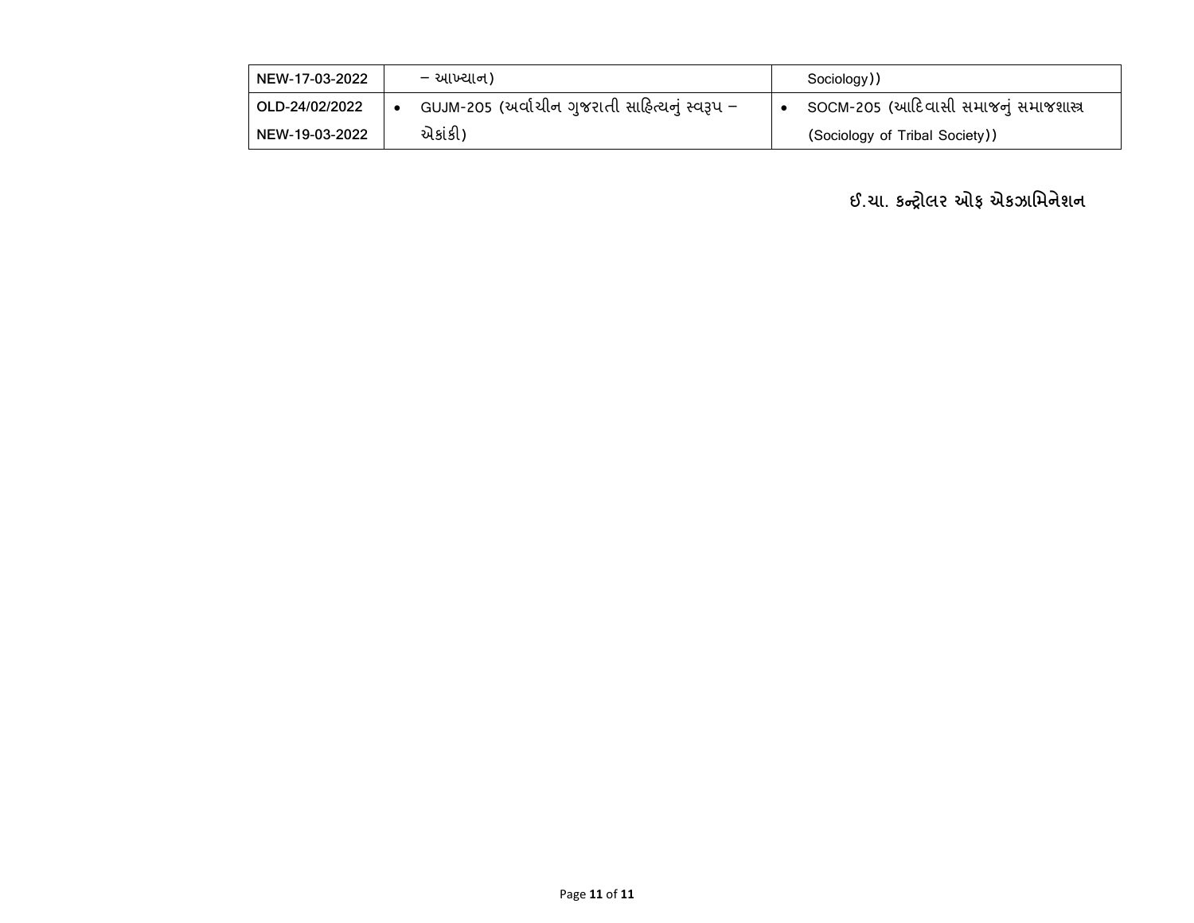| | | |
|---|---|---|
| NEW-17-03-2022 | – આખ્યાન) | Sociology)) |
| OLD-24/02/2022<br>NEW-19-03-2022 | • GUJM-205 (અર્વાચીન ગુજરાતી સાહિત્યનું સ્વરૂપ – એકાંકી) | • SOCM-205 (આદિવાસી સમાજનું સમાજશાસ્ત્ર (Sociology of Tribal Society)) |

**ઈ.ચા. કન્ટ્રોલર ઓફ એકઝામિનેશન**